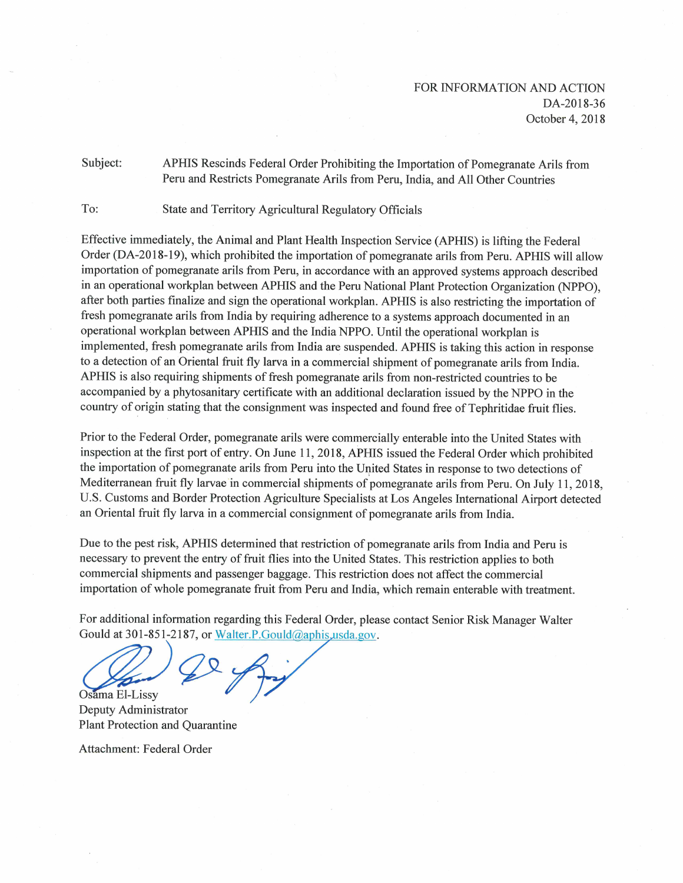FOR INFORMATION AND ACTION
DA-2018-36
October 4, 2018

Subject: APHIS Rescinds Federal Order Prohibiting the Importation of Pomegranate Arils from Peru and Restricts Pomegranate Arils from Peru, India, and All Other Countries

To: State and Territory Agricultural Regulatory Officials

Effective immediately, the Animal and Plant Health Inspection Service (APHIS) is lifting the Federal Order (DA-2018-19), which prohibited the importation of pomegranate arils from Peru. APHIS will allow importation of pomegranate arils from Peru, in accordance with an approved systems approach described in an operational workplan between APHIS and the Peru National Plant Protection Organization (NPPO), after both parties finalize and sign the operational workplan. APHIS is also restricting the importation of fresh pomegranate arils from India by requiring adherence to a systems approach documented in an operational workplan between APHIS and the India NPPO. Until the operational workplan is implemented, fresh pomegranate arils from India are suspended. APHIS is taking this action in response to a detection of an Oriental fruit fly larva in a commercial shipment of pomegranate arils from India. APHIS is also requiring shipments of fresh pomegranate arils from non-restricted countries to be accompanied by a phytosanitary certificate with an additional declaration issued by the NPPO in the country of origin stating that the consignment was inspected and found free of Tephritidae fruit flies.

Prior to the Federal Order, pomegranate arils were commercially enterable into the United States with inspection at the first port of entry. On June 11, 2018, APHIS issued the Federal Order which prohibited the importation of pomegranate arils from Peru into the United States in response to two detections of Mediterranean fruit fly larvae in commercial shipments of pomegranate arils from Peru. On July 11, 2018, U.S. Customs and Border Protection Agriculture Specialists at Los Angeles International Airport detected an Oriental fruit fly larva in a commercial consignment of pomegranate arils from India.

Due to the pest risk, APHIS determined that restriction of pomegranate arils from India and Peru is necessary to prevent the entry of fruit flies into the United States. This restriction applies to both commercial shipments and passenger baggage. This restriction does not affect the commercial importation of whole pomegranate fruit from Peru and India, which remain enterable with treatment.

For additional information regarding this Federal Order, please contact Senior Risk Manager Walter Gould at 301-851-2187, or Walter.P.Gould@aphis.usda.gov.

Osama El-Lissy
Deputy Administrator
Plant Protection and Quarantine

Attachment: Federal Order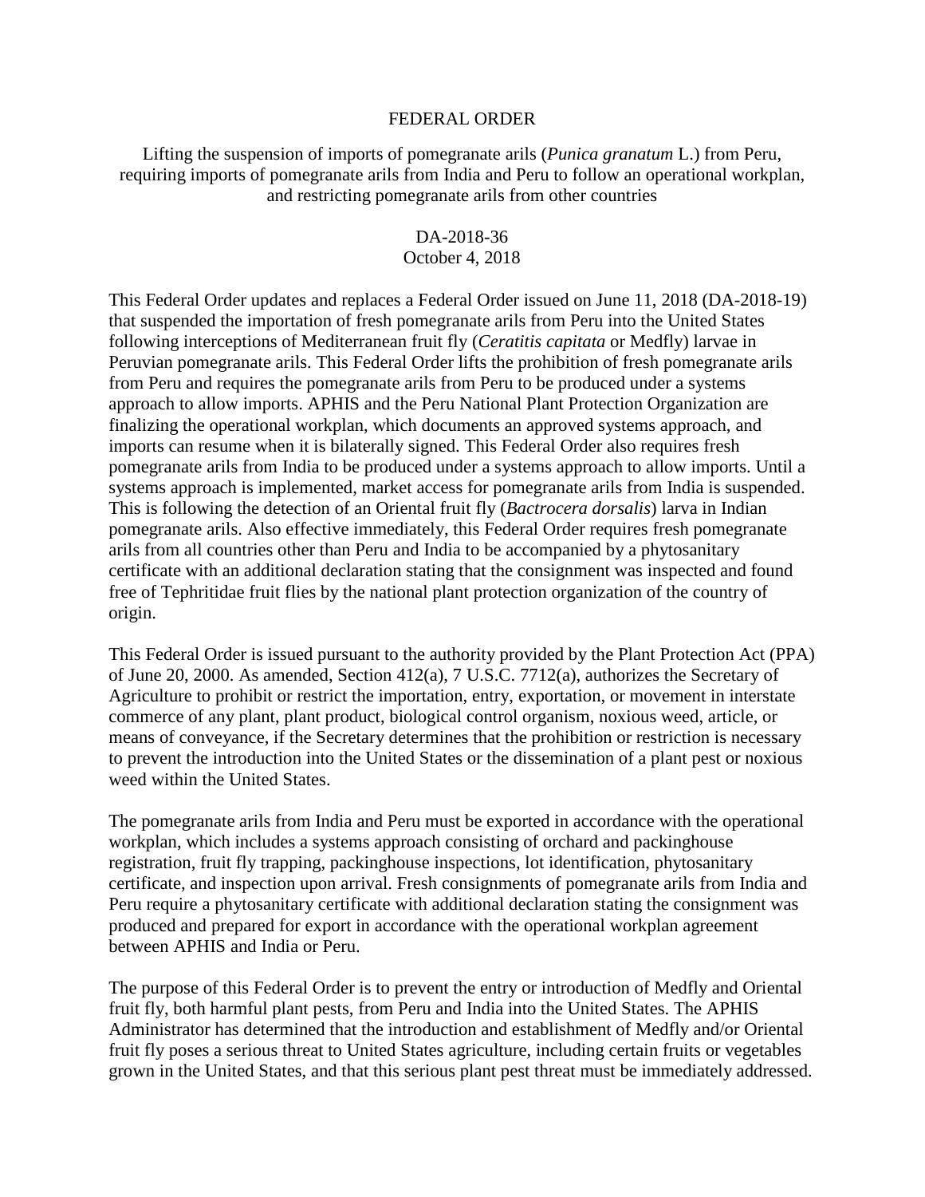FEDERAL ORDER

Lifting the suspension of imports of pomegranate arils (*Punica granatum* L.) from Peru, requiring imports of pomegranate arils from India and Peru to follow an operational workplan, and restricting pomegranate arils from other countries

DA-2018-36
October 4, 2018

This Federal Order updates and replaces a Federal Order issued on June 11, 2018 (DA-2018-19) that suspended the importation of fresh pomegranate arils from Peru into the United States following interceptions of Mediterranean fruit fly (*Ceratitis capitata* or Medfly) larvae in Peruvian pomegranate arils. This Federal Order lifts the prohibition of fresh pomegranate arils from Peru and requires the pomegranate arils from Peru to be produced under a systems approach to allow imports. APHIS and the Peru National Plant Protection Organization are finalizing the operational workplan, which documents an approved systems approach, and imports can resume when it is bilaterally signed. This Federal Order also requires fresh pomegranate arils from India to be produced under a systems approach to allow imports. Until a systems approach is implemented, market access for pomegranate arils from India is suspended. This is following the detection of an Oriental fruit fly (*Bactrocera dorsalis*) larva in Indian pomegranate arils. Also effective immediately, this Federal Order requires fresh pomegranate arils from all countries other than Peru and India to be accompanied by a phytosanitary certificate with an additional declaration stating that the consignment was inspected and found free of Tephritidae fruit flies by the national plant protection organization of the country of origin.

This Federal Order is issued pursuant to the authority provided by the Plant Protection Act (PPA) of June 20, 2000. As amended, Section 412(a), 7 U.S.C. 7712(a), authorizes the Secretary of Agriculture to prohibit or restrict the importation, entry, exportation, or movement in interstate commerce of any plant, plant product, biological control organism, noxious weed, article, or means of conveyance, if the Secretary determines that the prohibition or restriction is necessary to prevent the introduction into the United States or the dissemination of a plant pest or noxious weed within the United States.

The pomegranate arils from India and Peru must be exported in accordance with the operational workplan, which includes a systems approach consisting of orchard and packinghouse registration, fruit fly trapping, packinghouse inspections, lot identification, phytosanitary certificate, and inspection upon arrival. Fresh consignments of pomegranate arils from India and Peru require a phytosanitary certificate with additional declaration stating the consignment was produced and prepared for export in accordance with the operational workplan agreement between APHIS and India or Peru.

The purpose of this Federal Order is to prevent the entry or introduction of Medfly and Oriental fruit fly, both harmful plant pests, from Peru and India into the United States. The APHIS Administrator has determined that the introduction and establishment of Medfly and/or Oriental fruit fly poses a serious threat to United States agriculture, including certain fruits or vegetables grown in the United States, and that this serious plant pest threat must be immediately addressed.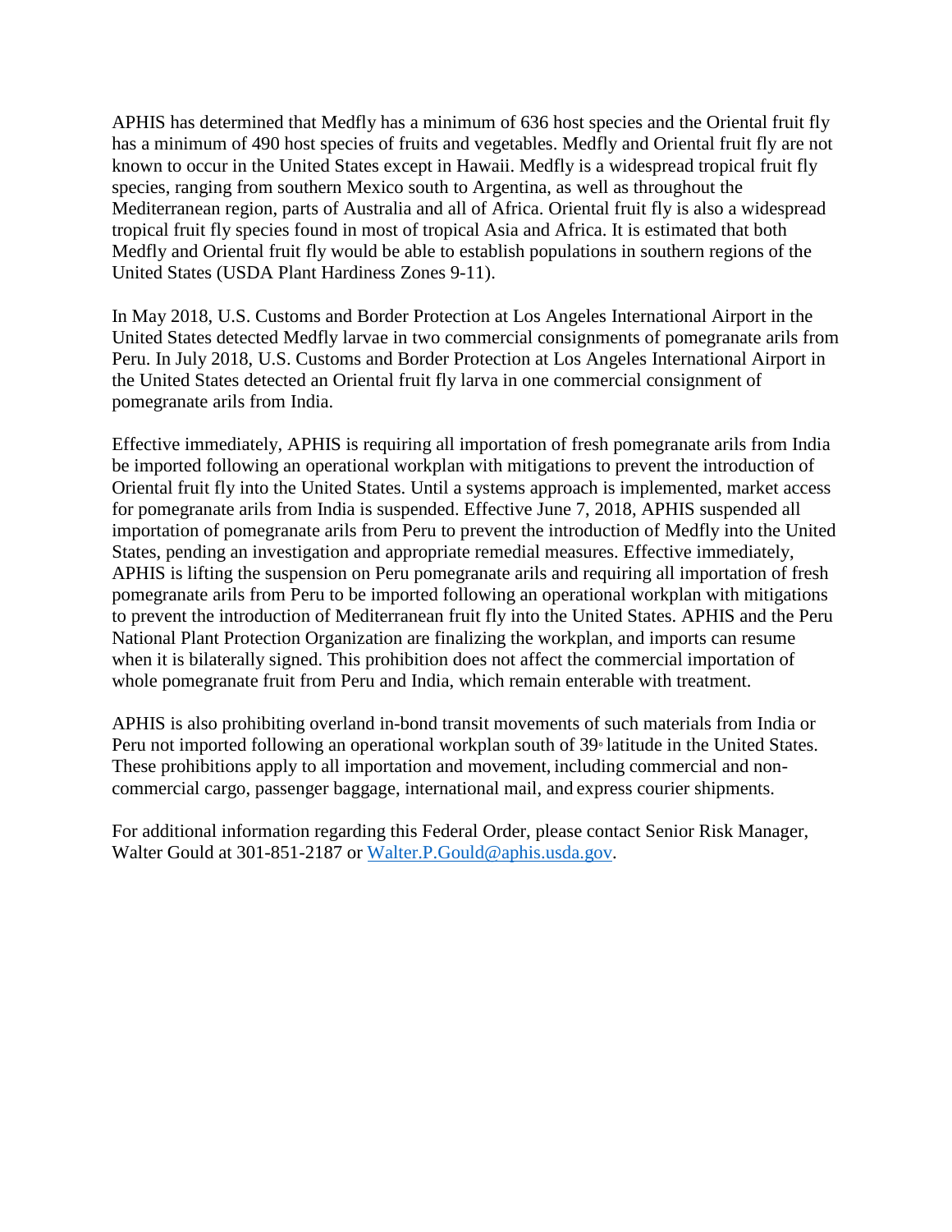APHIS has determined that Medfly has a minimum of 636 host species and the Oriental fruit fly has a minimum of 490 host species of fruits and vegetables. Medfly and Oriental fruit fly are not known to occur in the United States except in Hawaii. Medfly is a widespread tropical fruit fly species, ranging from southern Mexico south to Argentina, as well as throughout the Mediterranean region, parts of Australia and all of Africa. Oriental fruit fly is also a widespread tropical fruit fly species found in most of tropical Asia and Africa. It is estimated that both Medfly and Oriental fruit fly would be able to establish populations in southern regions of the United States (USDA Plant Hardiness Zones 9-11).

In May 2018, U.S. Customs and Border Protection at Los Angeles International Airport in the United States detected Medfly larvae in two commercial consignments of pomegranate arils from Peru. In July 2018, U.S. Customs and Border Protection at Los Angeles International Airport in the United States detected an Oriental fruit fly larva in one commercial consignment of pomegranate arils from India.

Effective immediately, APHIS is requiring all importation of fresh pomegranate arils from India be imported following an operational workplan with mitigations to prevent the introduction of Oriental fruit fly into the United States. Until a systems approach is implemented, market access for pomegranate arils from India is suspended. Effective June 7, 2018, APHIS suspended all importation of pomegranate arils from Peru to prevent the introduction of Medfly into the United States, pending an investigation and appropriate remedial measures. Effective immediately, APHIS is lifting the suspension on Peru pomegranate arils and requiring all importation of fresh pomegranate arils from Peru to be imported following an operational workplan with mitigations to prevent the introduction of Mediterranean fruit fly into the United States. APHIS and the Peru National Plant Protection Organization are finalizing the workplan, and imports can resume when it is bilaterally signed. This prohibition does not affect the commercial importation of whole pomegranate fruit from Peru and India, which remain enterable with treatment.

APHIS is also prohibiting overland in-bond transit movements of such materials from India or Peru not imported following an operational workplan south of 39° latitude in the United States. These prohibitions apply to all importation and movement, including commercial and non-commercial cargo, passenger baggage, international mail, and express courier shipments.

For additional information regarding this Federal Order, please contact Senior Risk Manager, Walter Gould at 301-851-2187 or Walter.P.Gould@aphis.usda.gov.